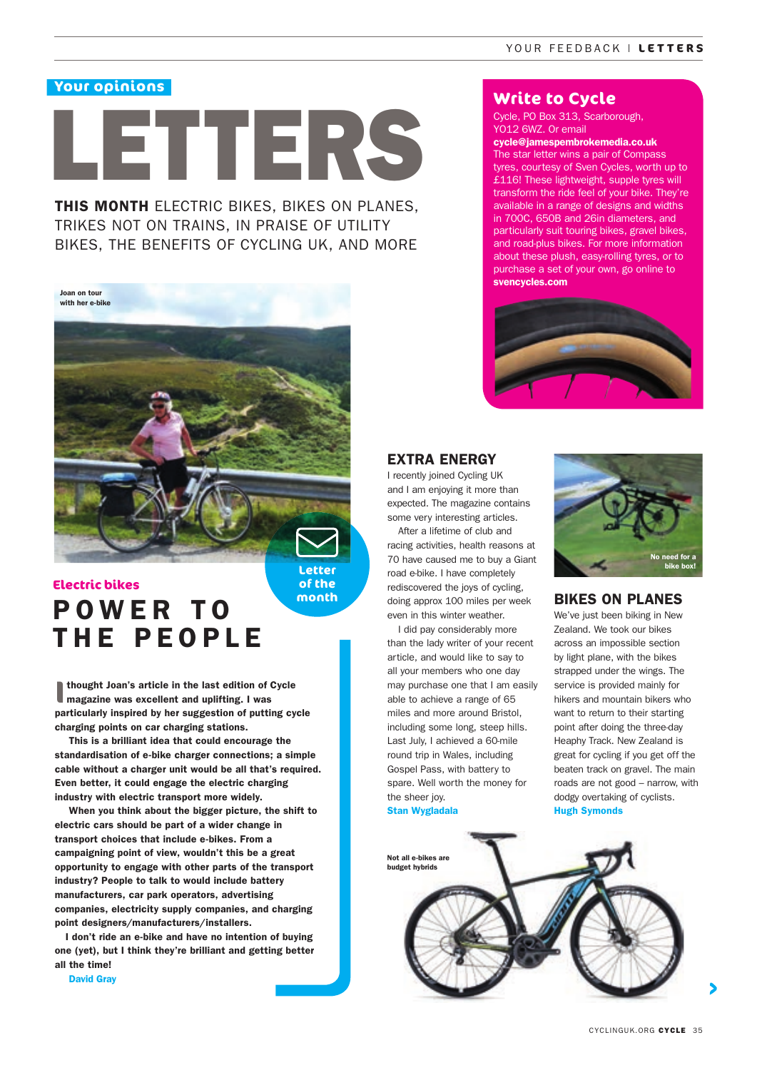Your opinions

# LETTERS

**THIS MONTH** ELECTRIC BIKES, BIKES ON PLANES, TRIKES NOT ON TRAINS, IN PRAISE OF UTILITY BIKES, THE BENEFITS OF CYCLING UK, AND MORE

## Write to Cycle

Cycle, PO Box 313, Scarborough, YO12 6WZ. Or email **cycle@jamespembrokemedia.co.uk** The star letter wins a pair of Compass tyres, courtesy of Sven Cycles, worth up to £116! These lightweight, supple tyres will transform the ride feel of your bike. They're available in a range of designs and widths in 700C, 650B and 26in diameters, and particularly suit touring bikes, gravel bikes, and road-plus bikes. For more information about these plush, easy-rolling tyres, or to purchase a set of your own, go online to **svencycles.com**

Joan on tour with her e-bike

Letter of the month

Electric bikes

## POWER TO THE PEOPLE

**I thought Joan's article in the last edition of Cycle magazine was excellent and uplifting. I was particularly inspired by her suggestion of putting cycle charging points on car charging stations.**

**This is a brilliant idea that could encourage the standardisation of e-bike charger connections; a simple cable without a charger unit would be all that's required. Even better, it could engage the electric charging industry with electric transport more widely.**

**When you think about the bigger picture, the shift to electric cars should be part of a wider change in transport choices that include e-bikes. From a campaigning point of view, wouldn't this be a great opportunity to engage with other parts of the transport industry? People to talk to would include battery manufacturers, car park operators, advertising companies, electricity supply companies, and charging point designers/manufacturers/installers.**

**I don't ride an e-bike and have no intention of buying one (yet), but I think they're brilliant and getting better all the time!**

**David Gray**

## EXTRA ENERGY

I recently joined Cycling UK and I am enjoying it more than expected. The magazine contains some very interesting articles.

After a lifetime of club and racing activities, health reasons at 70 have caused me to buy a Giant road e-bike. I have completely rediscovered the joys of cycling, doing approx 100 miles per week even in this winter weather.

I did pay considerably more than the lady writer of your recent article, and would like to say to all your members who one day may purchase one that I am easily able to achieve a range of 65 miles and more around Bristol, including some long, steep hills. Last July, I achieved a 60-mile round trip in Wales, including Gospel Pass, with battery to spare. Well worth the money for the sheer joy.

**Stan Wygladala**

Not all e-bikes are budget hybrids

No need for a bike box!

## BIKES ON PLANES

We've just been biking in New Zealand. We took our bikes across an impossible section by light plane, with the bikes strapped under the wings. The service is provided mainly for hikers and mountain bikers who want to return to their starting point after doing the three-day Heaphy Track. New Zealand is great for cycling if you get off the beaten track on gravel. The main roads are not good – narrow, with dodgy overtaking of cyclists.

**Hugh Symonds**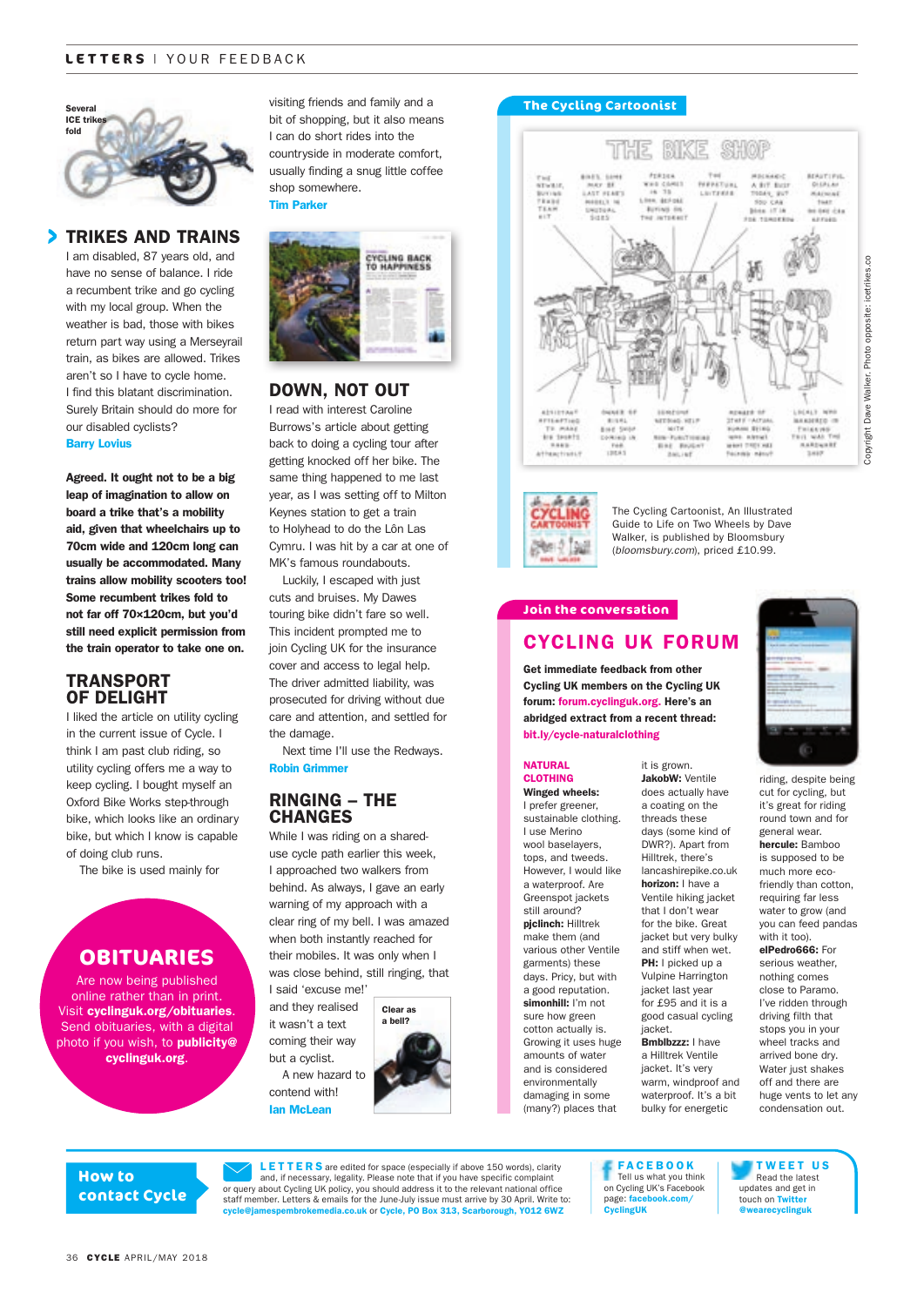Several ICE trikes fold

## TRIKES AND TRAINS

I am disabled, 87 years old, and have no sense of balance. I ride a recumbent trike and go cycling with my local group. When the weather is bad, those with bikes return part way using a Merseyrail train, as bikes are allowed. Trikes aren't so I have to cycle home. I find this blatant discrimination. Surely Britain should do more for our disabled cyclists?

**Barry Lovius**

**Agreed. It ought not to be a big leap of imagination to allow on board a trike that's a mobility aid, given that wheelchairs up to 70cm wide and 120cm long can usually be accommodated. Many trains allow mobility scooters too! Some recumbent trikes fold to not far off 70×120cm, but you'd still need explicit permission from the train operator to take one on.**

## TRANSPORT OF DELIGHT

I liked the article on utility cycling in the current issue of Cycle. I think I am past club riding, so utility cycling offers me a way to keep cycling. I bought myself an Oxford Bike Works step-through bike, which looks like an ordinary bike, but which I know is capable of doing club runs.

The bike is used mainly for visiting friends and family and a bit of shopping, but it also means I can do short rides into the countryside in moderate comfort, usually finding a snug little coffee shop somewhere.

**Tim Parker**

## OBITUARIES

Are now being published online rather than in print. Visit **cyclinguk.org/obituaries**. Send obituaries, with a digital photo if you wish, to **publicity@cyclinguk.org**.

## DOWN, NOT OUT

I read with interest Caroline Burrows's article about getting back to doing a cycling tour after getting knocked off her bike. The same thing happened to me last year, as I was setting off to Milton Keynes station to get a train to Holyhead to do the Lôn Las Cymru. I was hit by a car at one of MK's famous roundabouts.

Luckily, I escaped with just cuts and bruises. My Dawes touring bike didn't fare so well. This incident prompted me to join Cycling UK for the insurance cover and access to legal help. The driver admitted liability, was prosecuted for driving without due care and attention, and settled for the damage.

Next time I'll use the Redways.

**Robin Grimmer**

## RINGING – THE CHANGES

While I was riding on a shared-use cycle path earlier this week, I approached two walkers from behind. As always, I gave an early warning of my approach with a clear ring of my bell. I was amazed when both instantly reached for their mobiles. It was only when I was close behind, still ringing, that I said 'excuse me!' and they realised it wasn't a text coming their way but a cyclist.

A new hazard to contend with!

**Ian McLean**

Clear as a bell?

## The Cycling Cartoonist

THE BIKE SHOP

The Cycling Cartoonist, An Illustrated Guide to Life on Two Wheels by Dave Walker, is published by Bloomsbury (*bloomsbury.com*), priced £10.99.

Copyright Dave Walker. Photo opposite: icetrikes.co

## Join the conversation

## CYCLING UK FORUM

**Get immediate feedback from other Cycling UK members on the Cycling UK forum: forum.cyclinguk.org. Here's an abridged extract from a recent thread: bit.ly/cycle-naturalclothing**

### NATURAL CLOTHING

**Winged wheels:** I prefer greener, sustainable clothing. I use Merino wool baselayers, tops, and tweeds. However, I would like a waterproof. Are Greenspot jackets still around?

**pjclinch:** Hilltrek make them (and various other Ventile garments) these days. Pricy, but with a good reputation.

**simonhill:** I'm not sure how green cotton actually is. Growing it uses huge amounts of water and is considered environmentally damaging in some (many?) places that it is grown.

**JakobW:** Ventile does actually have a coating on the threads these days (some kind of DWR?). Apart from Hilltrek, there's lancashirepike.co.uk

**horizon:** I have a Ventile hiking jacket that I don't wear for the bike. Great jacket but very bulky and stiff when wet.

**PH:** I picked up a Vulpine Harrington jacket last year for £95 and it is a good casual cycling jacket.

**Bmblbzzz:** I have a Hilltrek Ventile jacket. It's very warm, windproof and waterproof. It's a bit bulky for energetic riding, despite being cut for cycling, but it's great for riding round town and for general wear.

**hercule:** Bamboo is supposed to be much more eco-friendly than cotton, requiring far less water to grow (and you can feed pandas with it too).

**elPedro666:** For serious weather, nothing comes close to Paramo. I've ridden through driving filth that stops you in your wheel tracks and arrived bone dry. Water just shakes off and there are huge vents to let any condensation out.

## How to contact Cycle

**LETTERS** are edited for space (especially if above 150 words), clarity and, if necessary, legality. Please note that if you have specific complaint or query about Cycling UK policy, you should address it to the relevant national office staff member. Letters & emails for the June-July issue must arrive by 30 April. Write to: **cycle@jamespembrokemedia.co.uk** or **Cycle, PO Box 313, Scarborough, YO12 6WZ**

**FACEBOOK** Tell us what you think on Cycling UK's Facebook page: **facebook.com/CyclingUK**

**TWEET US** Read the latest updates and get in touch on **Twitter @wearecyclinguk**